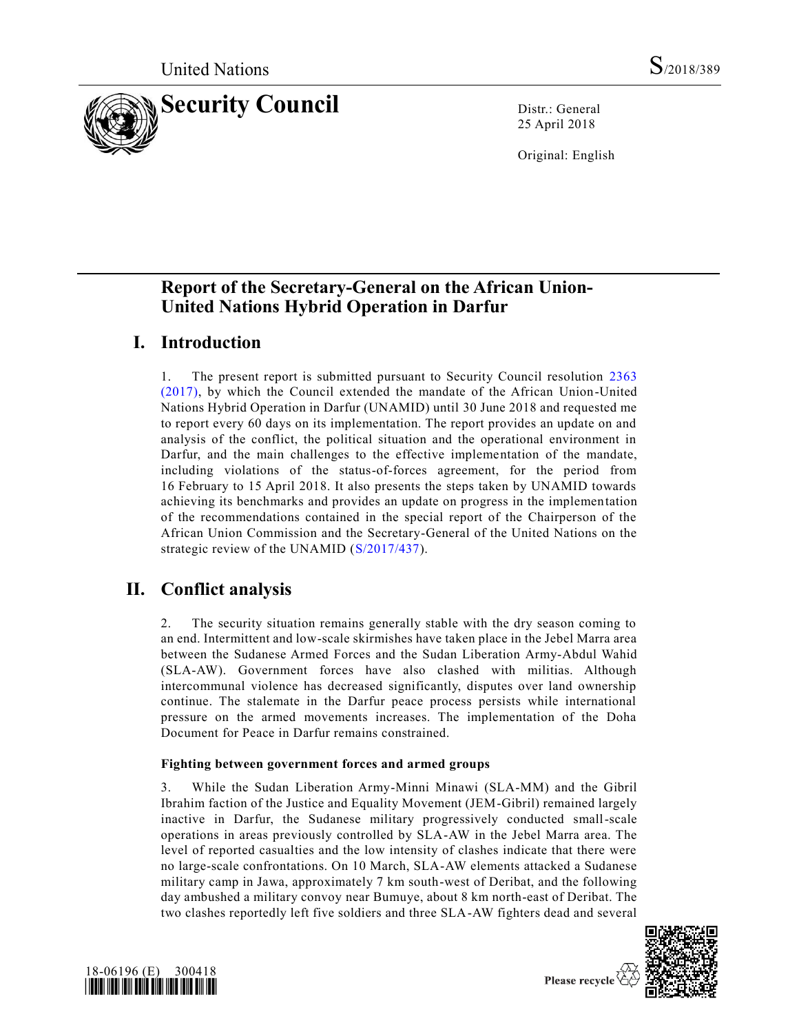United Nations S/2018/389

# Security Council

Distr.: General
25 April 2018

Original: English

## Report of the Secretary-General on the African Union-United Nations Hybrid Operation in Darfur

## I. Introduction

1. The present report is submitted pursuant to Security Council resolution 2363 (2017), by which the Council extended the mandate of the African Union-United Nations Hybrid Operation in Darfur (UNAMID) until 30 June 2018 and requested me to report every 60 days on its implementation. The report provides an update on and analysis of the conflict, the political situation and the operational environment in Darfur, and the main challenges to the effective implementation of the mandate, including violations of the status-of-forces agreement, for the period from 16 February to 15 April 2018. It also presents the steps taken by UNAMID towards achieving its benchmarks and provides an update on progress in the implementation of the recommendations contained in the special report of the Chairperson of the African Union Commission and the Secretary-General of the United Nations on the strategic review of the UNAMID (S/2017/437).

## II. Conflict analysis

2. The security situation remains generally stable with the dry season coming to an end. Intermittent and low-scale skirmishes have taken place in the Jebel Marra area between the Sudanese Armed Forces and the Sudan Liberation Army-Abdul Wahid (SLA-AW). Government forces have also clashed with militias. Although intercommunal violence has decreased significantly, disputes over land ownership continue. The stalemate in the Darfur peace process persists while international pressure on the armed movements increases. The implementation of the Doha Document for Peace in Darfur remains constrained.

**Fighting between government forces and armed groups**

3. While the Sudan Liberation Army-Minni Minawi (SLA-MM) and the Gibril Ibrahim faction of the Justice and Equality Movement (JEM-Gibril) remained largely inactive in Darfur, the Sudanese military progressively conducted small-scale operations in areas previously controlled by SLA-AW in the Jebel Marra area. The level of reported casualties and the low intensity of clashes indicate that there were no large-scale confrontations. On 10 March, SLA-AW elements attacked a Sudanese military camp in Jawa, approximately 7 km south-west of Deribat, and the following day ambushed a military convoy near Bumuye, about 8 km north-east of Deribat. The two clashes reportedly left five soldiers and three SLA-AW fighters dead and several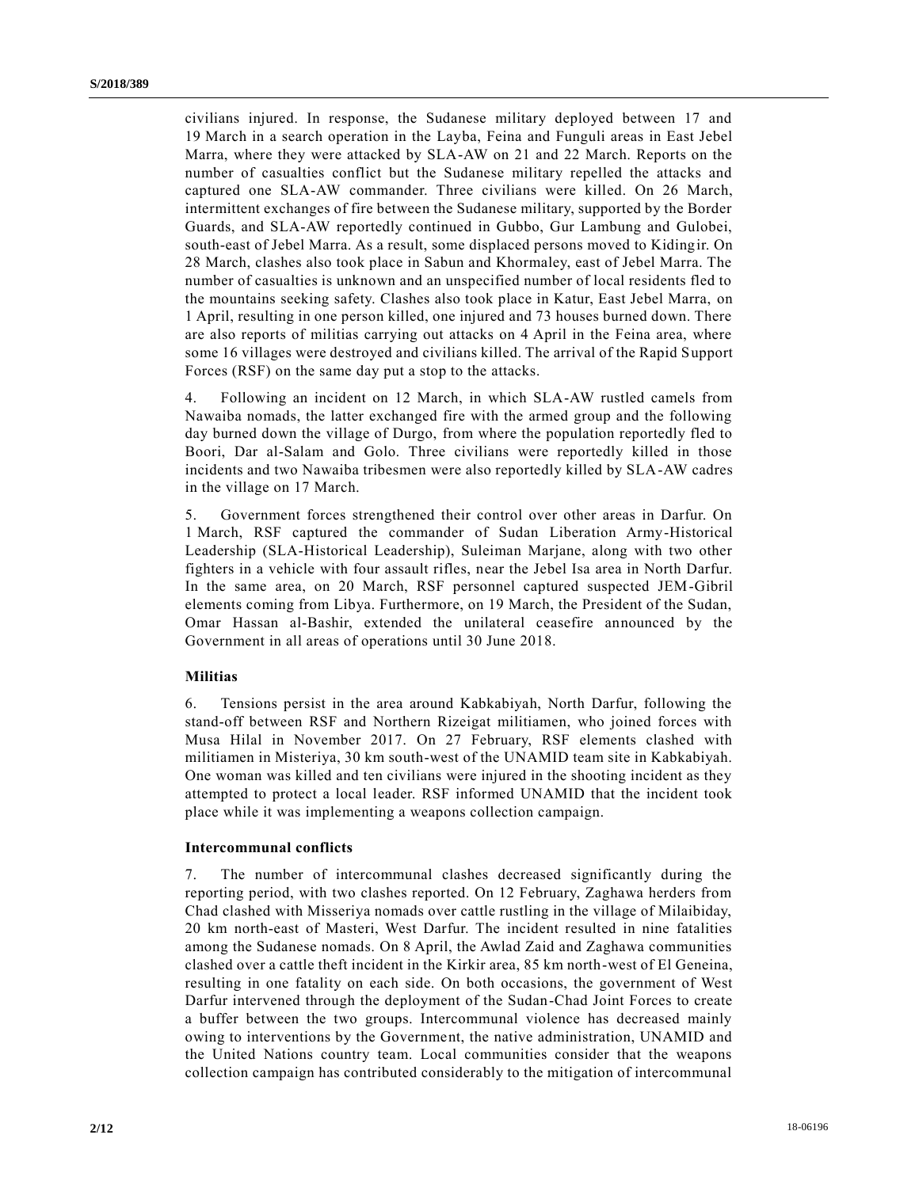civilians injured. In response, the Sudanese military deployed between 17 and 19 March in a search operation in the Layba, Feina and Funguli areas in East Jebel Marra, where they were attacked by SLA-AW on 21 and 22 March. Reports on the number of casualties conflict but the Sudanese military repelled the attacks and captured one SLA-AW commander. Three civilians were killed. On 26 March, intermittent exchanges of fire between the Sudanese military, supported by the Border Guards, and SLA-AW reportedly continued in Gubbo, Gur Lambung and Gulobei, south-east of Jebel Marra. As a result, some displaced persons moved to Kidingir. On 28 March, clashes also took place in Sabun and Khormaley, east of Jebel Marra. The number of casualties is unknown and an unspecified number of local residents fled to the mountains seeking safety. Clashes also took place in Katur, East Jebel Marra, on 1 April, resulting in one person killed, one injured and 73 houses burned down. There are also reports of militias carrying out attacks on 4 April in the Feina area, where some 16 villages were destroyed and civilians killed. The arrival of the Rapid Support Forces (RSF) on the same day put a stop to the attacks.

4. Following an incident on 12 March, in which SLA-AW rustled camels from Nawaiba nomads, the latter exchanged fire with the armed group and the following day burned down the village of Durgo, from where the population reportedly fled to Boori, Dar al-Salam and Golo. Three civilians were reportedly killed in those incidents and two Nawaiba tribesmen were also reportedly killed by SLA-AW cadres in the village on 17 March.

5. Government forces strengthened their control over other areas in Darfur. On 1 March, RSF captured the commander of Sudan Liberation Army-Historical Leadership (SLA-Historical Leadership), Suleiman Marjane, along with two other fighters in a vehicle with four assault rifles, near the Jebel Isa area in North Darfur. In the same area, on 20 March, RSF personnel captured suspected JEM-Gibril elements coming from Libya. Furthermore, on 19 March, the President of the Sudan, Omar Hassan al-Bashir, extended the unilateral ceasefire announced by the Government in all areas of operations until 30 June 2018.

### Militias

6. Tensions persist in the area around Kabkabiyah, North Darfur, following the stand-off between RSF and Northern Rizeigat militiamen, who joined forces with Musa Hilal in November 2017. On 27 February, RSF elements clashed with militiamen in Misteriya, 30 km south-west of the UNAMID team site in Kabkabiyah. One woman was killed and ten civilians were injured in the shooting incident as they attempted to protect a local leader. RSF informed UNAMID that the incident took place while it was implementing a weapons collection campaign.

### Intercommunal conflicts

7. The number of intercommunal clashes decreased significantly during the reporting period, with two clashes reported. On 12 February, Zaghawa herders from Chad clashed with Misseriya nomads over cattle rustling in the village of Milaibiday, 20 km north-east of Masteri, West Darfur. The incident resulted in nine fatalities among the Sudanese nomads. On 8 April, the Awlad Zaid and Zaghawa communities clashed over a cattle theft incident in the Kirkir area, 85 km north-west of El Geneina, resulting in one fatality on each side. On both occasions, the government of West Darfur intervened through the deployment of the Sudan-Chad Joint Forces to create a buffer between the two groups. Intercommunal violence has decreased mainly owing to interventions by the Government, the native administration, UNAMID and the United Nations country team. Local communities consider that the weapons collection campaign has contributed considerably to the mitigation of intercommunal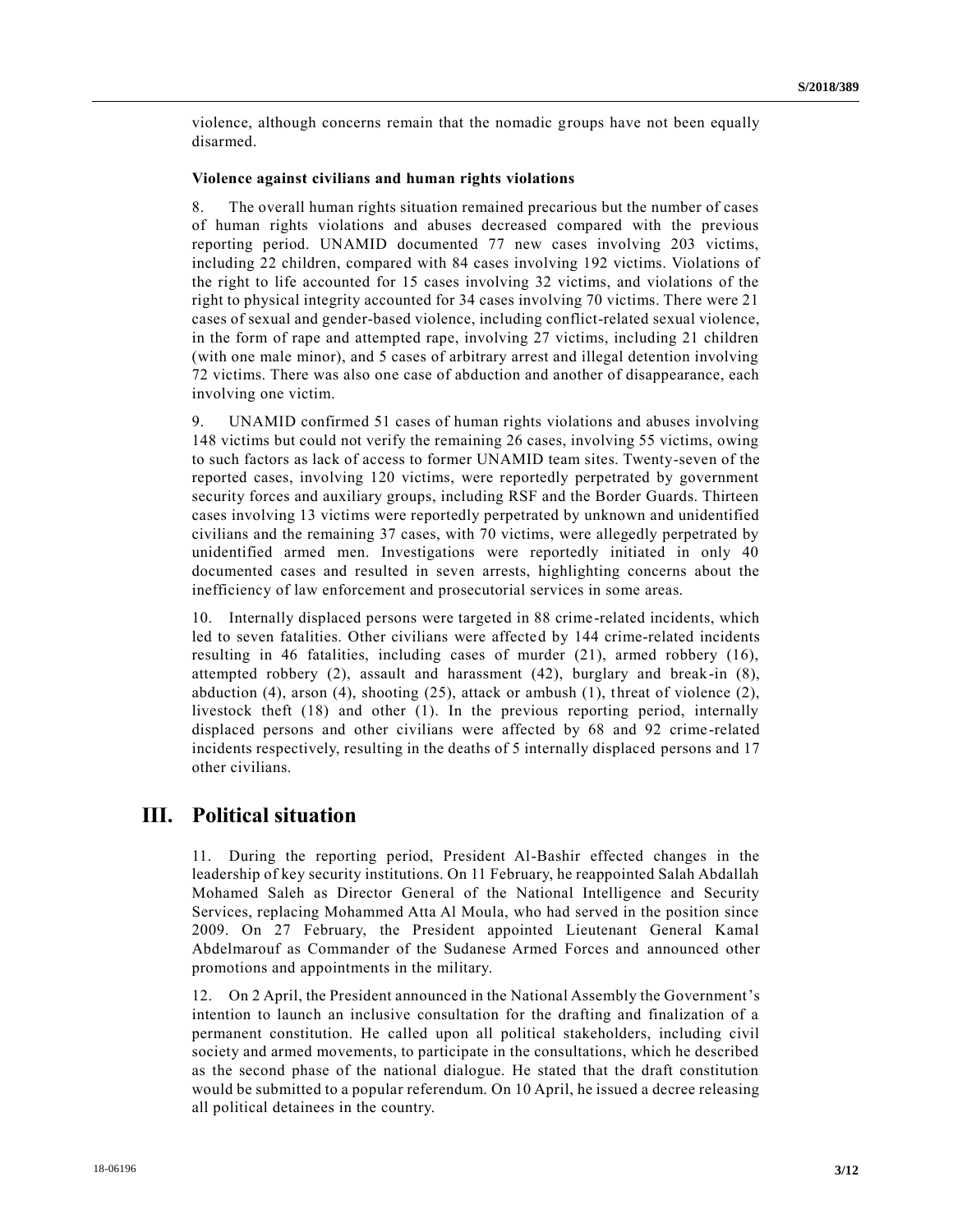violence, although concerns remain that the nomadic groups have not been equally disarmed.

### Violence against civilians and human rights violations

8. The overall human rights situation remained precarious but the number of cases of human rights violations and abuses decreased compared with the previous reporting period. UNAMID documented 77 new cases involving 203 victims, including 22 children, compared with 84 cases involving 192 victims. Violations of the right to life accounted for 15 cases involving 32 victims, and violations of the right to physical integrity accounted for 34 cases involving 70 victims. There were 21 cases of sexual and gender-based violence, including conflict-related sexual violence, in the form of rape and attempted rape, involving 27 victims, including 21 children (with one male minor), and 5 cases of arbitrary arrest and illegal detention involving 72 victims. There was also one case of abduction and another of disappearance, each involving one victim.

9. UNAMID confirmed 51 cases of human rights violations and abuses involving 148 victims but could not verify the remaining 26 cases, involving 55 victims, owing to such factors as lack of access to former UNAMID team sites. Twenty-seven of the reported cases, involving 120 victims, were reportedly perpetrated by government security forces and auxiliary groups, including RSF and the Border Guards. Thirteen cases involving 13 victims were reportedly perpetrated by unknown and unidentified civilians and the remaining 37 cases, with 70 victims, were allegedly perpetrated by unidentified armed men. Investigations were reportedly initiated in only 40 documented cases and resulted in seven arrests, highlighting concerns about the inefficiency of law enforcement and prosecutorial services in some areas.

10. Internally displaced persons were targeted in 88 crime-related incidents, which led to seven fatalities. Other civilians were affected by 144 crime-related incidents resulting in 46 fatalities, including cases of murder (21), armed robbery (16), attempted robbery (2), assault and harassment (42), burglary and break-in (8), abduction (4), arson (4), shooting (25), attack or ambush (1), threat of violence (2), livestock theft (18) and other (1). In the previous reporting period, internally displaced persons and other civilians were affected by 68 and 92 crime-related incidents respectively, resulting in the deaths of 5 internally displaced persons and 17 other civilians.

## III. Political situation

11. During the reporting period, President Al-Bashir effected changes in the leadership of key security institutions. On 11 February, he reappointed Salah Abdallah Mohamed Saleh as Director General of the National Intelligence and Security Services, replacing Mohammed Atta Al Moula, who had served in the position since 2009. On 27 February, the President appointed Lieutenant General Kamal Abdelmarouf as Commander of the Sudanese Armed Forces and announced other promotions and appointments in the military.

12. On 2 April, the President announced in the National Assembly the Government's intention to launch an inclusive consultation for the drafting and finalization of a permanent constitution. He called upon all political stakeholders, including civil society and armed movements, to participate in the consultations, which he described as the second phase of the national dialogue. He stated that the draft constitution would be submitted to a popular referendum. On 10 April, he issued a decree releasing all political detainees in the country.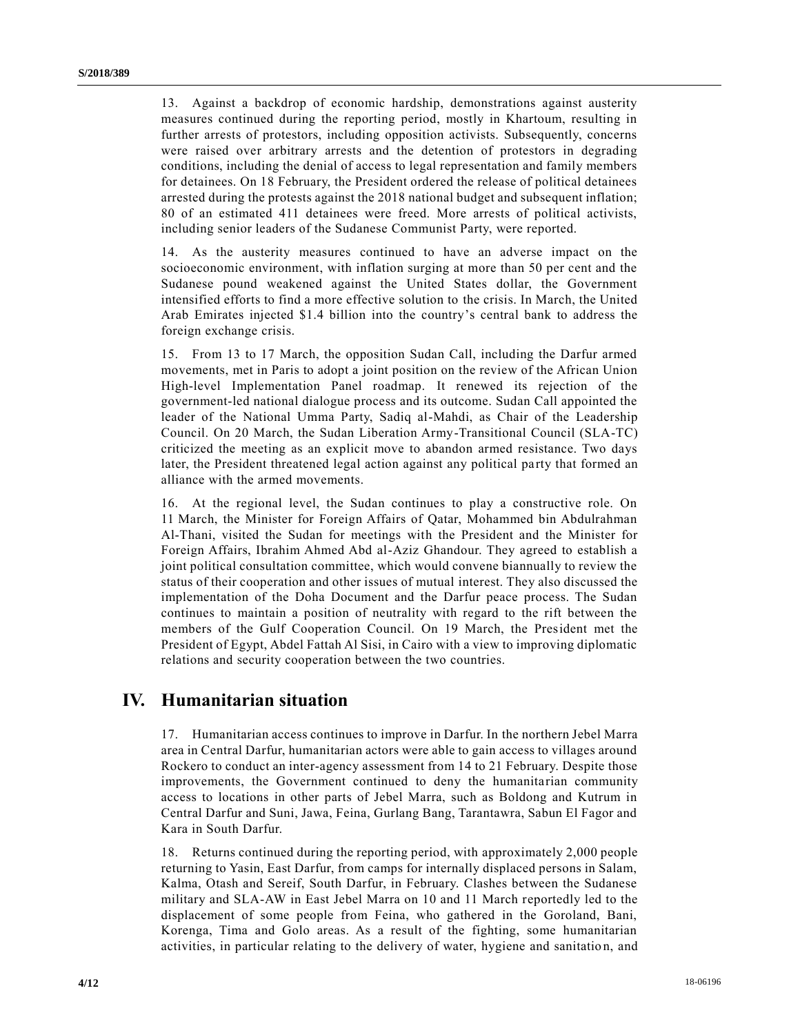13. Against a backdrop of economic hardship, demonstrations against austerity measures continued during the reporting period, mostly in Khartoum, resulting in further arrests of protestors, including opposition activists. Subsequently, concerns were raised over arbitrary arrests and the detention of protestors in degrading conditions, including the denial of access to legal representation and family members for detainees. On 18 February, the President ordered the release of political detainees arrested during the protests against the 2018 national budget and subsequent inflation; 80 of an estimated 411 detainees were freed. More arrests of political activists, including senior leaders of the Sudanese Communist Party, were reported.

14. As the austerity measures continued to have an adverse impact on the socioeconomic environment, with inflation surging at more than 50 per cent and the Sudanese pound weakened against the United States dollar, the Government intensified efforts to find a more effective solution to the crisis. In March, the United Arab Emirates injected $1.4 billion into the country's central bank to address the foreign exchange crisis.

15. From 13 to 17 March, the opposition Sudan Call, including the Darfur armed movements, met in Paris to adopt a joint position on the review of the African Union High-level Implementation Panel roadmap. It renewed its rejection of the government-led national dialogue process and its outcome. Sudan Call appointed the leader of the National Umma Party, Sadiq al-Mahdi, as Chair of the Leadership Council. On 20 March, the Sudan Liberation Army-Transitional Council (SLA-TC) criticized the meeting as an explicit move to abandon armed resistance. Two days later, the President threatened legal action against any political party that formed an alliance with the armed movements.

16. At the regional level, the Sudan continues to play a constructive role. On 11 March, the Minister for Foreign Affairs of Qatar, Mohammed bin Abdulrahman Al-Thani, visited the Sudan for meetings with the President and the Minister for Foreign Affairs, Ibrahim Ahmed Abd al-Aziz Ghandour. They agreed to establish a joint political consultation committee, which would convene biannually to review the status of their cooperation and other issues of mutual interest. They also discussed the implementation of the Doha Document and the Darfur peace process. The Sudan continues to maintain a position of neutrality with regard to the rift between the members of the Gulf Cooperation Council. On 19 March, the President met the President of Egypt, Abdel Fattah Al Sisi, in Cairo with a view to improving diplomatic relations and security cooperation between the two countries.

## IV. Humanitarian situation

17. Humanitarian access continues to improve in Darfur. In the northern Jebel Marra area in Central Darfur, humanitarian actors were able to gain access to villages around Rockero to conduct an inter-agency assessment from 14 to 21 February. Despite those improvements, the Government continued to deny the humanitarian community access to locations in other parts of Jebel Marra, such as Boldong and Kutrum in Central Darfur and Suni, Jawa, Feina, Gurlang Bang, Tarantawra, Sabun El Fagor and Kara in South Darfur.

18. Returns continued during the reporting period, with approximately 2,000 people returning to Yasin, East Darfur, from camps for internally displaced persons in Salam, Kalma, Otash and Sereif, South Darfur, in February. Clashes between the Sudanese military and SLA-AW in East Jebel Marra on 10 and 11 March reportedly led to the displacement of some people from Feina, who gathered in the Goroland, Bani, Korenga, Tima and Golo areas. As a result of the fighting, some humanitarian activities, in particular relating to the delivery of water, hygiene and sanitation, and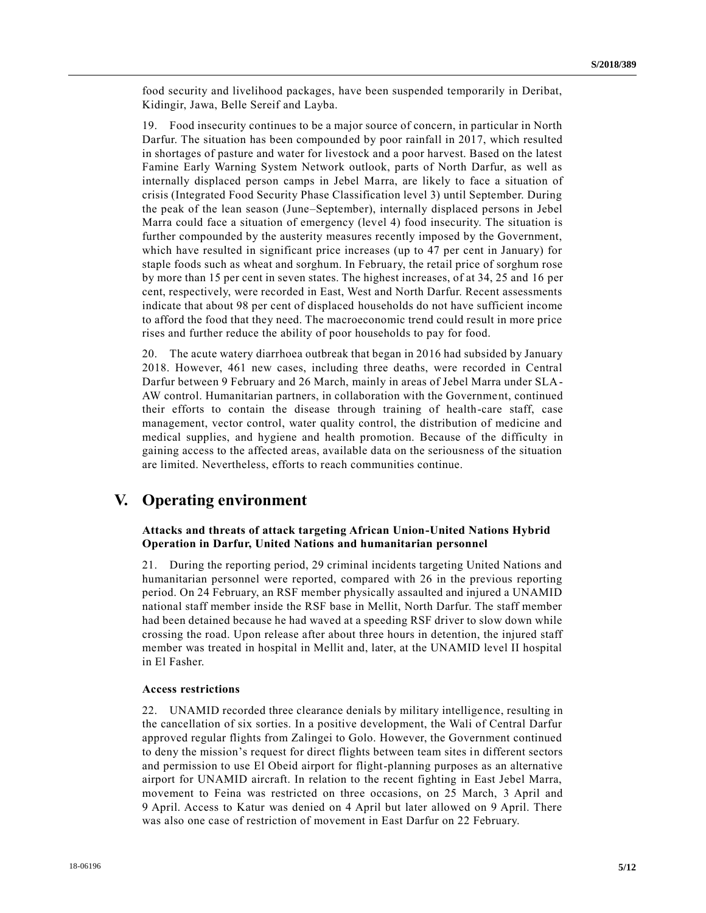food security and livelihood packages, have been suspended temporarily in Deribat, Kidingir, Jawa, Belle Sereif and Layba.

19. Food insecurity continues to be a major source of concern, in particular in North Darfur. The situation has been compounded by poor rainfall in 2017, which resulted in shortages of pasture and water for livestock and a poor harvest. Based on the latest Famine Early Warning System Network outlook, parts of North Darfur, as well as internally displaced person camps in Jebel Marra, are likely to face a situation of crisis (Integrated Food Security Phase Classification level 3) until September. During the peak of the lean season (June–September), internally displaced persons in Jebel Marra could face a situation of emergency (level 4) food insecurity. The situation is further compounded by the austerity measures recently imposed by the Government, which have resulted in significant price increases (up to 47 per cent in January) for staple foods such as wheat and sorghum. In February, the retail price of sorghum rose by more than 15 per cent in seven states. The highest increases, of at 34, 25 and 16 per cent, respectively, were recorded in East, West and North Darfur. Recent assessments indicate that about 98 per cent of displaced households do not have sufficient income to afford the food that they need. The macroeconomic trend could result in more price rises and further reduce the ability of poor households to pay for food.

20. The acute watery diarrhoea outbreak that began in 2016 had subsided by January 2018. However, 461 new cases, including three deaths, were recorded in Central Darfur between 9 February and 26 March, mainly in areas of Jebel Marra under SLA-AW control. Humanitarian partners, in collaboration with the Government, continued their efforts to contain the disease through training of health-care staff, case management, vector control, water quality control, the distribution of medicine and medical supplies, and hygiene and health promotion. Because of the difficulty in gaining access to the affected areas, available data on the seriousness of the situation are limited. Nevertheless, efforts to reach communities continue.

# V. Operating environment

### Attacks and threats of attack targeting African Union-United Nations Hybrid Operation in Darfur, United Nations and humanitarian personnel

21. During the reporting period, 29 criminal incidents targeting United Nations and humanitarian personnel were reported, compared with 26 in the previous reporting period. On 24 February, an RSF member physically assaulted and injured a UNAMID national staff member inside the RSF base in Mellit, North Darfur. The staff member had been detained because he had waved at a speeding RSF driver to slow down while crossing the road. Upon release after about three hours in detention, the injured staff member was treated in hospital in Mellit and, later, at the UNAMID level II hospital in El Fasher.

### Access restrictions

22. UNAMID recorded three clearance denials by military intelligence, resulting in the cancellation of six sorties. In a positive development, the Wali of Central Darfur approved regular flights from Zalingei to Golo. However, the Government continued to deny the mission's request for direct flights between team sites in different sectors and permission to use El Obeid airport for flight-planning purposes as an alternative airport for UNAMID aircraft. In relation to the recent fighting in East Jebel Marra, movement to Feina was restricted on three occasions, on 25 March, 3 April and 9 April. Access to Katur was denied on 4 April but later allowed on 9 April. There was also one case of restriction of movement in East Darfur on 22 February.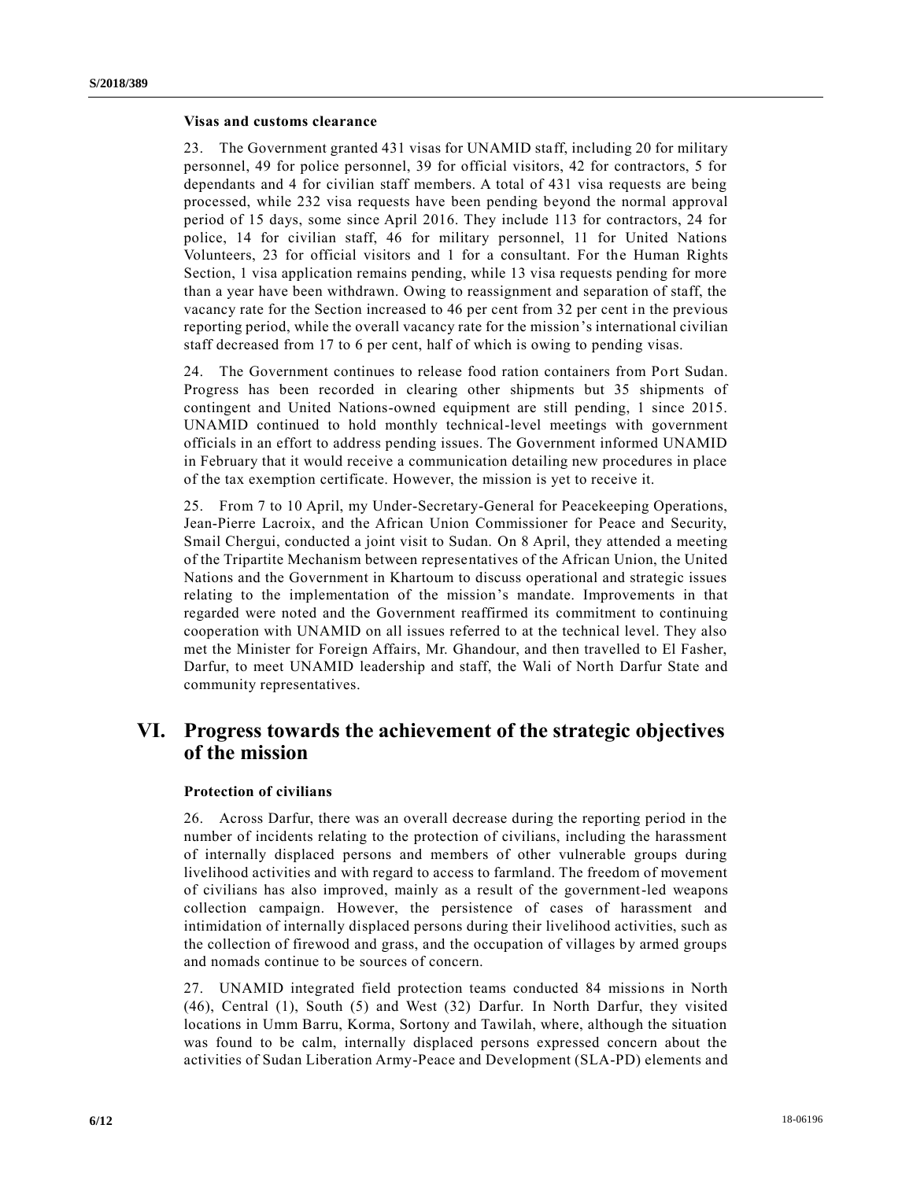### Visas and customs clearance

23. The Government granted 431 visas for UNAMID staff, including 20 for military personnel, 49 for police personnel, 39 for official visitors, 42 for contractors, 5 for dependants and 4 for civilian staff members. A total of 431 visa requests are being processed, while 232 visa requests have been pending beyond the normal approval period of 15 days, some since April 2016. They include 113 for contractors, 24 for police, 14 for civilian staff, 46 for military personnel, 11 for United Nations Volunteers, 23 for official visitors and 1 for a consultant. For the Human Rights Section, 1 visa application remains pending, while 13 visa requests pending for more than a year have been withdrawn. Owing to reassignment and separation of staff, the vacancy rate for the Section increased to 46 per cent from 32 per cent in the previous reporting period, while the overall vacancy rate for the mission's international civilian staff decreased from 17 to 6 per cent, half of which is owing to pending visas.

24. The Government continues to release food ration containers from Port Sudan. Progress has been recorded in clearing other shipments but 35 shipments of contingent and United Nations-owned equipment are still pending, 1 since 2015. UNAMID continued to hold monthly technical-level meetings with government officials in an effort to address pending issues. The Government informed UNAMID in February that it would receive a communication detailing new procedures in place of the tax exemption certificate. However, the mission is yet to receive it.

25. From 7 to 10 April, my Under-Secretary-General for Peacekeeping Operations, Jean-Pierre Lacroix, and the African Union Commissioner for Peace and Security, Smail Chergui, conducted a joint visit to Sudan. On 8 April, they attended a meeting of the Tripartite Mechanism between representatives of the African Union, the United Nations and the Government in Khartoum to discuss operational and strategic issues relating to the implementation of the mission's mandate. Improvements in that regarded were noted and the Government reaffirmed its commitment to continuing cooperation with UNAMID on all issues referred to at the technical level. They also met the Minister for Foreign Affairs, Mr. Ghandour, and then travelled to El Fasher, Darfur, to meet UNAMID leadership and staff, the Wali of North Darfur State and community representatives.

## VI. Progress towards the achievement of the strategic objectives of the mission

### Protection of civilians

26. Across Darfur, there was an overall decrease during the reporting period in the number of incidents relating to the protection of civilians, including the harassment of internally displaced persons and members of other vulnerable groups during livelihood activities and with regard to access to farmland. The freedom of movement of civilians has also improved, mainly as a result of the government-led weapons collection campaign. However, the persistence of cases of harassment and intimidation of internally displaced persons during their livelihood activities, such as the collection of firewood and grass, and the occupation of villages by armed groups and nomads continue to be sources of concern.

27. UNAMID integrated field protection teams conducted 84 missions in North (46), Central (1), South (5) and West (32) Darfur. In North Darfur, they visited locations in Umm Barru, Korma, Sortony and Tawilah, where, although the situation was found to be calm, internally displaced persons expressed concern about the activities of Sudan Liberation Army-Peace and Development (SLA-PD) elements and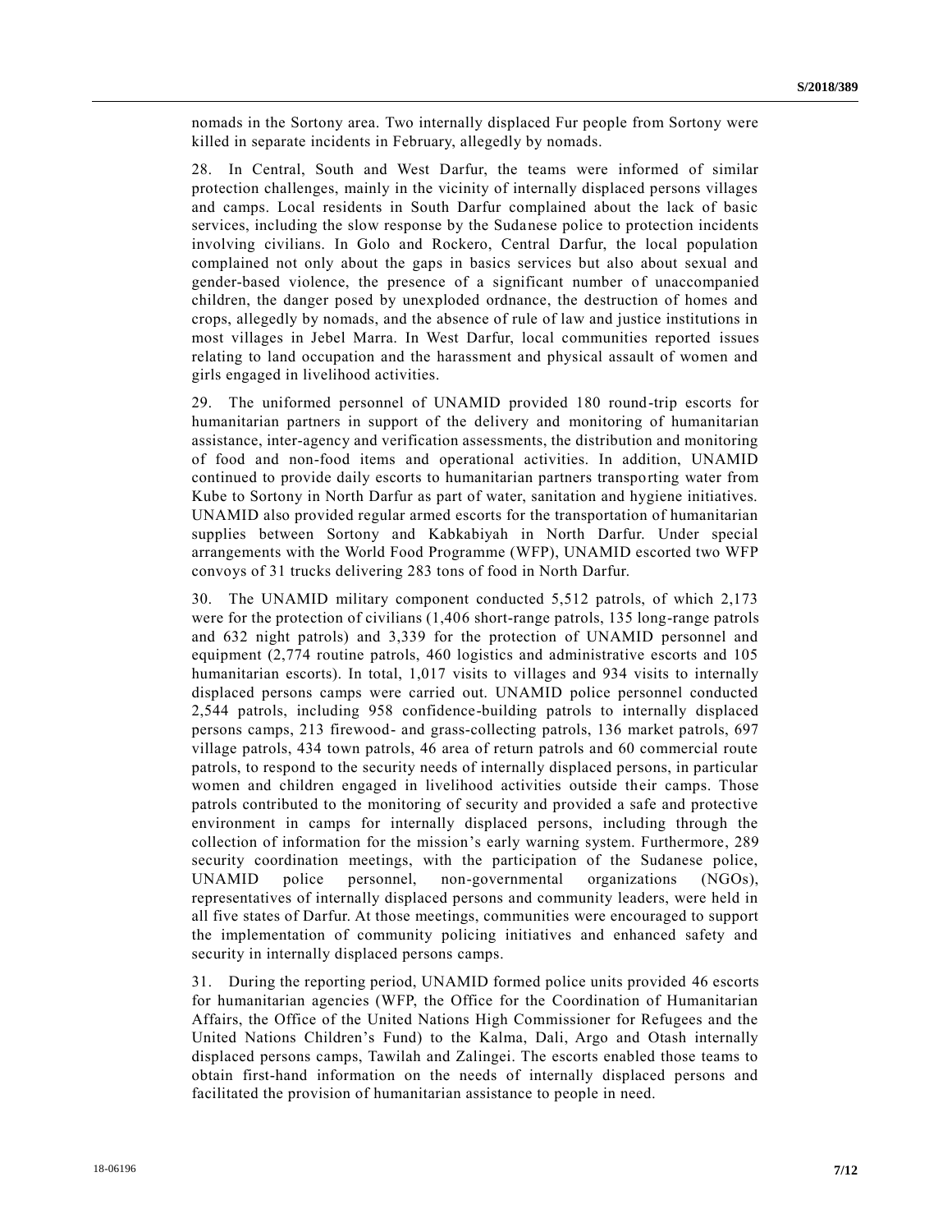nomads in the Sortony area. Two internally displaced Fur people from Sortony were killed in separate incidents in February, allegedly by nomads.

28. In Central, South and West Darfur, the teams were informed of similar protection challenges, mainly in the vicinity of internally displaced persons villages and camps. Local residents in South Darfur complained about the lack of basic services, including the slow response by the Sudanese police to protection incidents involving civilians. In Golo and Rockero, Central Darfur, the local population complained not only about the gaps in basics services but also about sexual and gender-based violence, the presence of a significant number of unaccompanied children, the danger posed by unexploded ordnance, the destruction of homes and crops, allegedly by nomads, and the absence of rule of law and justice institutions in most villages in Jebel Marra. In West Darfur, local communities reported issues relating to land occupation and the harassment and physical assault of women and girls engaged in livelihood activities.

29. The uniformed personnel of UNAMID provided 180 round-trip escorts for humanitarian partners in support of the delivery and monitoring of humanitarian assistance, inter-agency and verification assessments, the distribution and monitoring of food and non-food items and operational activities. In addition, UNAMID continued to provide daily escorts to humanitarian partners transporting water from Kube to Sortony in North Darfur as part of water, sanitation and hygiene initiatives. UNAMID also provided regular armed escorts for the transportation of humanitarian supplies between Sortony and Kabkabiyah in North Darfur. Under special arrangements with the World Food Programme (WFP), UNAMID escorted two WFP convoys of 31 trucks delivering 283 tons of food in North Darfur.

30. The UNAMID military component conducted 5,512 patrols, of which 2,173 were for the protection of civilians (1,406 short-range patrols, 135 long-range patrols and 632 night patrols) and 3,339 for the protection of UNAMID personnel and equipment (2,774 routine patrols, 460 logistics and administrative escorts and 105 humanitarian escorts). In total, 1,017 visits to villages and 934 visits to internally displaced persons camps were carried out. UNAMID police personnel conducted 2,544 patrols, including 958 confidence-building patrols to internally displaced persons camps, 213 firewood- and grass-collecting patrols, 136 market patrols, 697 village patrols, 434 town patrols, 46 area of return patrols and 60 commercial route patrols, to respond to the security needs of internally displaced persons, in particular women and children engaged in livelihood activities outside their camps. Those patrols contributed to the monitoring of security and provided a safe and protective environment in camps for internally displaced persons, including through the collection of information for the mission's early warning system. Furthermore, 289 security coordination meetings, with the participation of the Sudanese police, UNAMID police personnel, non-governmental organizations (NGOs), representatives of internally displaced persons and community leaders, were held in all five states of Darfur. At those meetings, communities were encouraged to support the implementation of community policing initiatives and enhanced safety and security in internally displaced persons camps.

31. During the reporting period, UNAMID formed police units provided 46 escorts for humanitarian agencies (WFP, the Office for the Coordination of Humanitarian Affairs, the Office of the United Nations High Commissioner for Refugees and the United Nations Children's Fund) to the Kalma, Dali, Argo and Otash internally displaced persons camps, Tawilah and Zalingei. The escorts enabled those teams to obtain first-hand information on the needs of internally displaced persons and facilitated the provision of humanitarian assistance to people in need.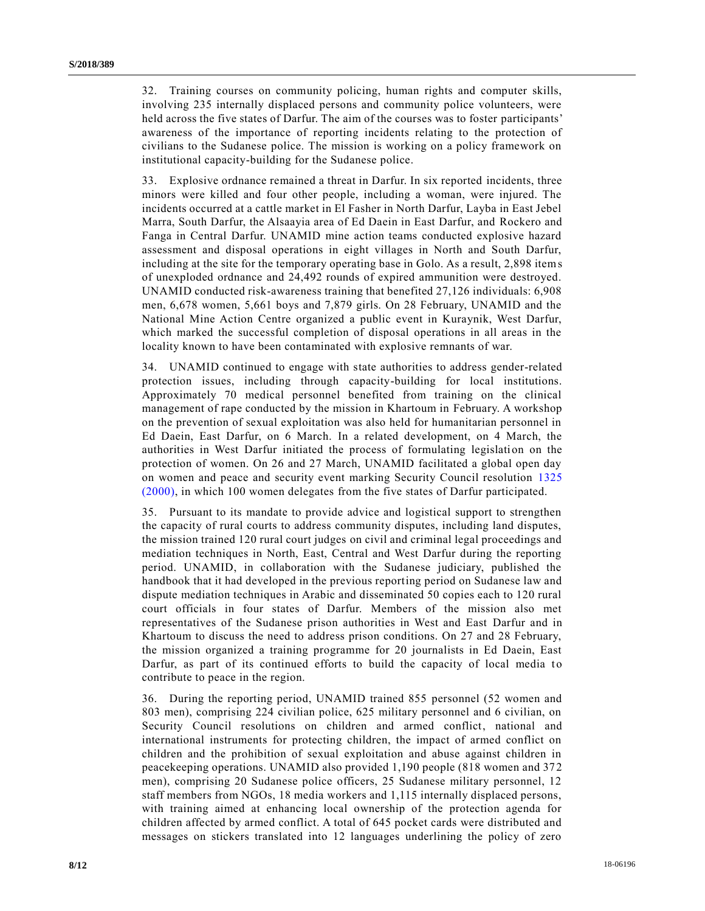32. Training courses on community policing, human rights and computer skills, involving 235 internally displaced persons and community police volunteers, were held across the five states of Darfur. The aim of the courses was to foster participants' awareness of the importance of reporting incidents relating to the protection of civilians to the Sudanese police. The mission is working on a policy framework on institutional capacity-building for the Sudanese police.

33. Explosive ordnance remained a threat in Darfur. In six reported incidents, three minors were killed and four other people, including a woman, were injured. The incidents occurred at a cattle market in El Fasher in North Darfur, Layba in East Jebel Marra, South Darfur, the Alsaayia area of Ed Daein in East Darfur, and Rockero and Fanga in Central Darfur. UNAMID mine action teams conducted explosive hazard assessment and disposal operations in eight villages in North and South Darfur, including at the site for the temporary operating base in Golo. As a result, 2,898 items of unexploded ordnance and 24,492 rounds of expired ammunition were destroyed. UNAMID conducted risk-awareness training that benefited 27,126 individuals: 6,908 men, 6,678 women, 5,661 boys and 7,879 girls. On 28 February, UNAMID and the National Mine Action Centre organized a public event in Kuraynik, West Darfur, which marked the successful completion of disposal operations in all areas in the locality known to have been contaminated with explosive remnants of war.

34. UNAMID continued to engage with state authorities to address gender-related protection issues, including through capacity-building for local institutions. Approximately 70 medical personnel benefited from training on the clinical management of rape conducted by the mission in Khartoum in February. A workshop on the prevention of sexual exploitation was also held for humanitarian personnel in Ed Daein, East Darfur, on 6 March. In a related development, on 4 March, the authorities in West Darfur initiated the process of formulating legislation on the protection of women. On 26 and 27 March, UNAMID facilitated a global open day on women and peace and security event marking Security Council resolution 1325 (2000), in which 100 women delegates from the five states of Darfur participated.

35. Pursuant to its mandate to provide advice and logistical support to strengthen the capacity of rural courts to address community disputes, including land disputes, the mission trained 120 rural court judges on civil and criminal legal proceedings and mediation techniques in North, East, Central and West Darfur during the reporting period. UNAMID, in collaboration with the Sudanese judiciary, published the handbook that it had developed in the previous reporting period on Sudanese law and dispute mediation techniques in Arabic and disseminated 50 copies each to 120 rural court officials in four states of Darfur. Members of the mission also met representatives of the Sudanese prison authorities in West and East Darfur and in Khartoum to discuss the need to address prison conditions. On 27 and 28 February, the mission organized a training programme for 20 journalists in Ed Daein, East Darfur, as part of its continued efforts to build the capacity of local media to contribute to peace in the region.

36. During the reporting period, UNAMID trained 855 personnel (52 women and 803 men), comprising 224 civilian police, 625 military personnel and 6 civilian, on Security Council resolutions on children and armed conflict, national and international instruments for protecting children, the impact of armed conflict on children and the prohibition of sexual exploitation and abuse against children in peacekeeping operations. UNAMID also provided 1,190 people (818 women and 372 men), comprising 20 Sudanese police officers, 25 Sudanese military personnel, 12 staff members from NGOs, 18 media workers and 1,115 internally displaced persons, with training aimed at enhancing local ownership of the protection agenda for children affected by armed conflict. A total of 645 pocket cards were distributed and messages on stickers translated into 12 languages underlining the policy of zero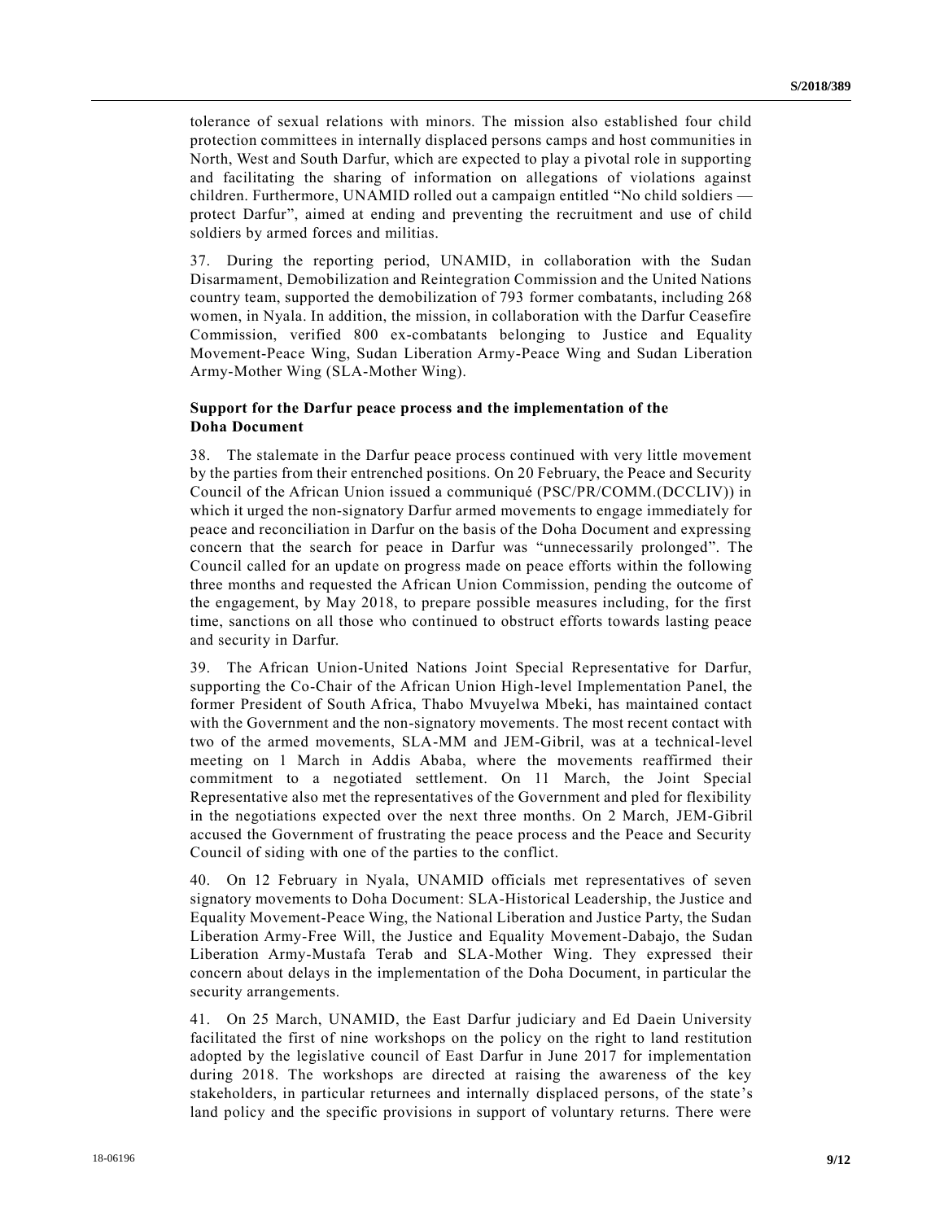tolerance of sexual relations with minors. The mission also established four child protection committees in internally displaced persons camps and host communities in North, West and South Darfur, which are expected to play a pivotal role in supporting and facilitating the sharing of information on allegations of violations against children. Furthermore, UNAMID rolled out a campaign entitled "No child soldiers — protect Darfur", aimed at ending and preventing the recruitment and use of child soldiers by armed forces and militias.

37. During the reporting period, UNAMID, in collaboration with the Sudan Disarmament, Demobilization and Reintegration Commission and the United Nations country team, supported the demobilization of 793 former combatants, including 268 women, in Nyala. In addition, the mission, in collaboration with the Darfur Ceasefire Commission, verified 800 ex-combatants belonging to Justice and Equality Movement-Peace Wing, Sudan Liberation Army-Peace Wing and Sudan Liberation Army-Mother Wing (SLA-Mother Wing).

**Support for the Darfur peace process and the implementation of the Doha Document**

38. The stalemate in the Darfur peace process continued with very little movement by the parties from their entrenched positions. On 20 February, the Peace and Security Council of the African Union issued a communiqué (PSC/PR/COMM.(DCCLIV)) in which it urged the non-signatory Darfur armed movements to engage immediately for peace and reconciliation in Darfur on the basis of the Doha Document and expressing concern that the search for peace in Darfur was "unnecessarily prolonged". The Council called for an update on progress made on peace efforts within the following three months and requested the African Union Commission, pending the outcome of the engagement, by May 2018, to prepare possible measures including, for the first time, sanctions on all those who continued to obstruct efforts towards lasting peace and security in Darfur.

39. The African Union-United Nations Joint Special Representative for Darfur, supporting the Co-Chair of the African Union High-level Implementation Panel, the former President of South Africa, Thabo Mvuyelwa Mbeki, has maintained contact with the Government and the non-signatory movements. The most recent contact with two of the armed movements, SLA-MM and JEM-Gibril, was at a technical-level meeting on 1 March in Addis Ababa, where the movements reaffirmed their commitment to a negotiated settlement. On 11 March, the Joint Special Representative also met the representatives of the Government and pled for flexibility in the negotiations expected over the next three months. On 2 March, JEM-Gibril accused the Government of frustrating the peace process and the Peace and Security Council of siding with one of the parties to the conflict.

40. On 12 February in Nyala, UNAMID officials met representatives of seven signatory movements to Doha Document: SLA-Historical Leadership, the Justice and Equality Movement-Peace Wing, the National Liberation and Justice Party, the Sudan Liberation Army-Free Will, the Justice and Equality Movement-Dabajo, the Sudan Liberation Army-Mustafa Terab and SLA-Mother Wing. They expressed their concern about delays in the implementation of the Doha Document, in particular the security arrangements.

41. On 25 March, UNAMID, the East Darfur judiciary and Ed Daein University facilitated the first of nine workshops on the policy on the right to land restitution adopted by the legislative council of East Darfur in June 2017 for implementation during 2018. The workshops are directed at raising the awareness of the key stakeholders, in particular returnees and internally displaced persons, of the state's land policy and the specific provisions in support of voluntary returns. There were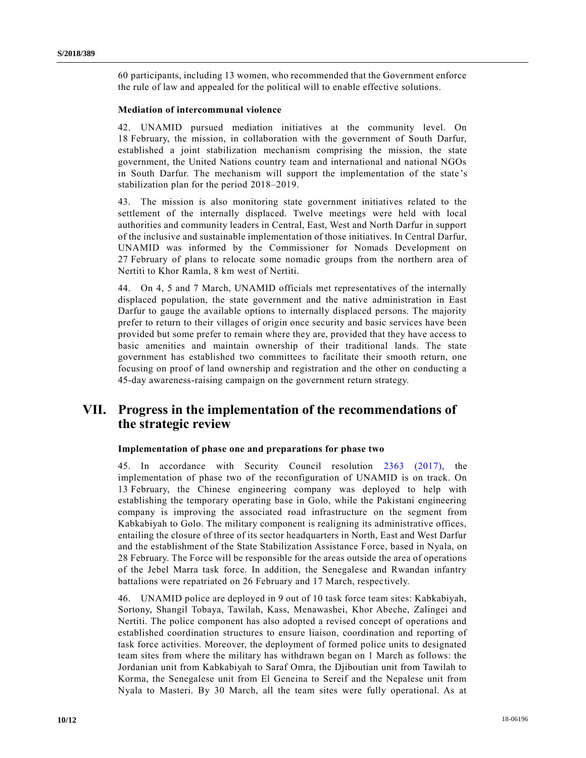60 participants, including 13 women, who recommended that the Government enforce the rule of law and appealed for the political will to enable effective solutions.

### Mediation of intercommunal violence

42. UNAMID pursued mediation initiatives at the community level. On 18 February, the mission, in collaboration with the government of South Darfur, established a joint stabilization mechanism comprising the mission, the state government, the United Nations country team and international and national NGOs in South Darfur. The mechanism will support the implementation of the state's stabilization plan for the period 2018–2019.

43. The mission is also monitoring state government initiatives related to the settlement of the internally displaced. Twelve meetings were held with local authorities and community leaders in Central, East, West and North Darfur in support of the inclusive and sustainable implementation of those initiatives. In Central Darfur, UNAMID was informed by the Commissioner for Nomads Development on 27 February of plans to relocate some nomadic groups from the northern area of Nertiti to Khor Ramla, 8 km west of Nertiti.

44. On 4, 5 and 7 March, UNAMID officials met representatives of the internally displaced population, the state government and the native administration in East Darfur to gauge the available options to internally displaced persons. The majority prefer to return to their villages of origin once security and basic services have been provided but some prefer to remain where they are, provided that they have access to basic amenities and maintain ownership of their traditional lands. The state government has established two committees to facilitate their smooth return, one focusing on proof of land ownership and registration and the other on conducting a 45-day awareness-raising campaign on the government return strategy.

## VII. Progress in the implementation of the recommendations of the strategic review

### Implementation of phase one and preparations for phase two

45. In accordance with Security Council resolution 2363 (2017), the implementation of phase two of the reconfiguration of UNAMID is on track. On 13 February, the Chinese engineering company was deployed to help with establishing the temporary operating base in Golo, while the Pakistani engineering company is improving the associated road infrastructure on the segment from Kabkabiyah to Golo. The military component is realigning its administrative offices, entailing the closure of three of its sector headquarters in North, East and West Darfur and the establishment of the State Stabilization Assistance Force, based in Nyala, on 28 February. The Force will be responsible for the areas outside the area of operations of the Jebel Marra task force. In addition, the Senegalese and Rwandan infantry battalions were repatriated on 26 February and 17 March, respectively.

46. UNAMID police are deployed in 9 out of 10 task force team sites: Kabkabiyah, Sortony, Shangil Tobaya, Tawilah, Kass, Menawashei, Khor Abeche, Zalingei and Nertiti. The police component has also adopted a revised concept of operations and established coordination structures to ensure liaison, coordination and reporting of task force activities. Moreover, the deployment of formed police units to designated team sites from where the military has withdrawn began on 1 March as follows: the Jordanian unit from Kabkabiyah to Saraf Omra, the Djiboutian unit from Tawilah to Korma, the Senegalese unit from El Geneina to Sereif and the Nepalese unit from Nyala to Masteri. By 30 March, all the team sites were fully operational. As at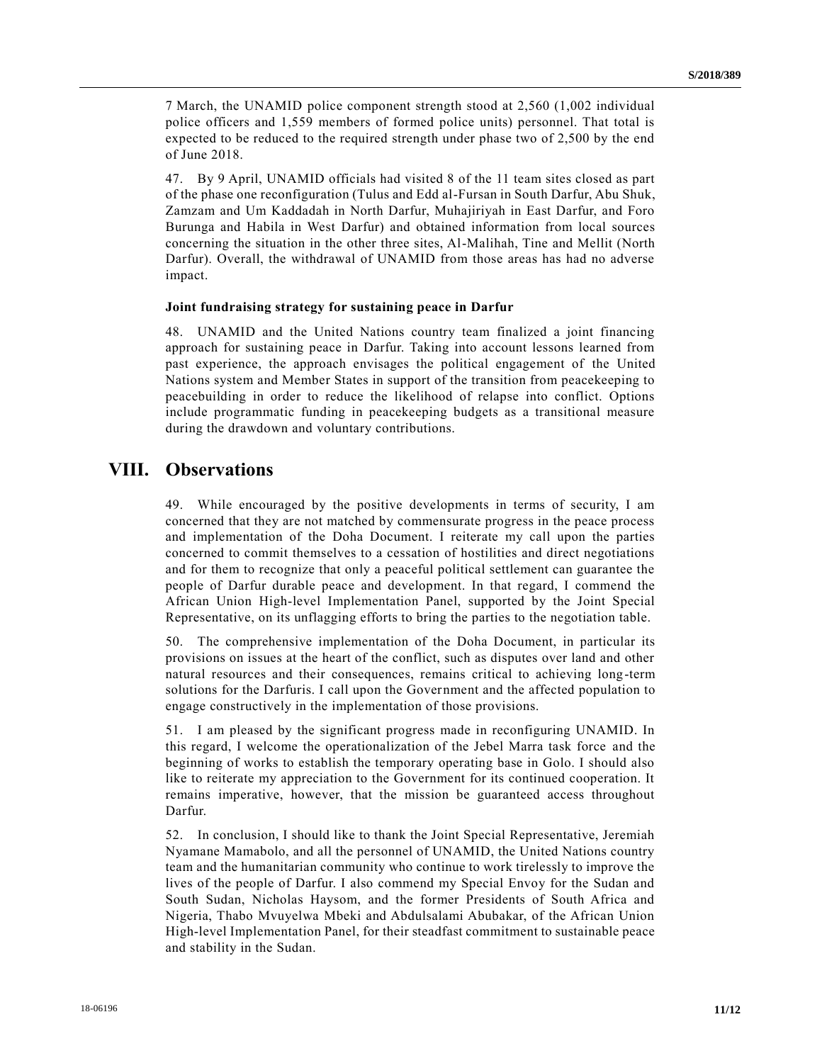7 March, the UNAMID police component strength stood at 2,560 (1,002 individual police officers and 1,559 members of formed police units) personnel. That total is expected to be reduced to the required strength under phase two of 2,500 by the end of June 2018.

47. By 9 April, UNAMID officials had visited 8 of the 11 team sites closed as part of the phase one reconfiguration (Tulus and Edd al-Fursan in South Darfur, Abu Shuk, Zamzam and Um Kaddadah in North Darfur, Muhajiriyah in East Darfur, and Foro Burunga and Habila in West Darfur) and obtained information from local sources concerning the situation in the other three sites, Al-Malihah, Tine and Mellit (North Darfur). Overall, the withdrawal of UNAMID from those areas has had no adverse impact.

### Joint fundraising strategy for sustaining peace in Darfur

48. UNAMID and the United Nations country team finalized a joint financing approach for sustaining peace in Darfur. Taking into account lessons learned from past experience, the approach envisages the political engagement of the United Nations system and Member States in support of the transition from peacekeeping to peacebuilding in order to reduce the likelihood of relapse into conflict. Options include programmatic funding in peacekeeping budgets as a transitional measure during the drawdown and voluntary contributions.

## VIII. Observations

49. While encouraged by the positive developments in terms of security, I am concerned that they are not matched by commensurate progress in the peace process and implementation of the Doha Document. I reiterate my call upon the parties concerned to commit themselves to a cessation of hostilities and direct negotiations and for them to recognize that only a peaceful political settlement can guarantee the people of Darfur durable peace and development. In that regard, I commend the African Union High-level Implementation Panel, supported by the Joint Special Representative, on its unflagging efforts to bring the parties to the negotiation table.

50. The comprehensive implementation of the Doha Document, in particular its provisions on issues at the heart of the conflict, such as disputes over land and other natural resources and their consequences, remains critical to achieving long-term solutions for the Darfuris. I call upon the Government and the affected population to engage constructively in the implementation of those provisions.

51. I am pleased by the significant progress made in reconfiguring UNAMID. In this regard, I welcome the operationalization of the Jebel Marra task force and the beginning of works to establish the temporary operating base in Golo. I should also like to reiterate my appreciation to the Government for its continued cooperation. It remains imperative, however, that the mission be guaranteed access throughout Darfur.

52. In conclusion, I should like to thank the Joint Special Representative, Jeremiah Nyamane Mamabolo, and all the personnel of UNAMID, the United Nations country team and the humanitarian community who continue to work tirelessly to improve the lives of the people of Darfur. I also commend my Special Envoy for the Sudan and South Sudan, Nicholas Haysom, and the former Presidents of South Africa and Nigeria, Thabo Mvuyelwa Mbeki and Abdulsalami Abubakar, of the African Union High-level Implementation Panel, for their steadfast commitment to sustainable peace and stability in the Sudan.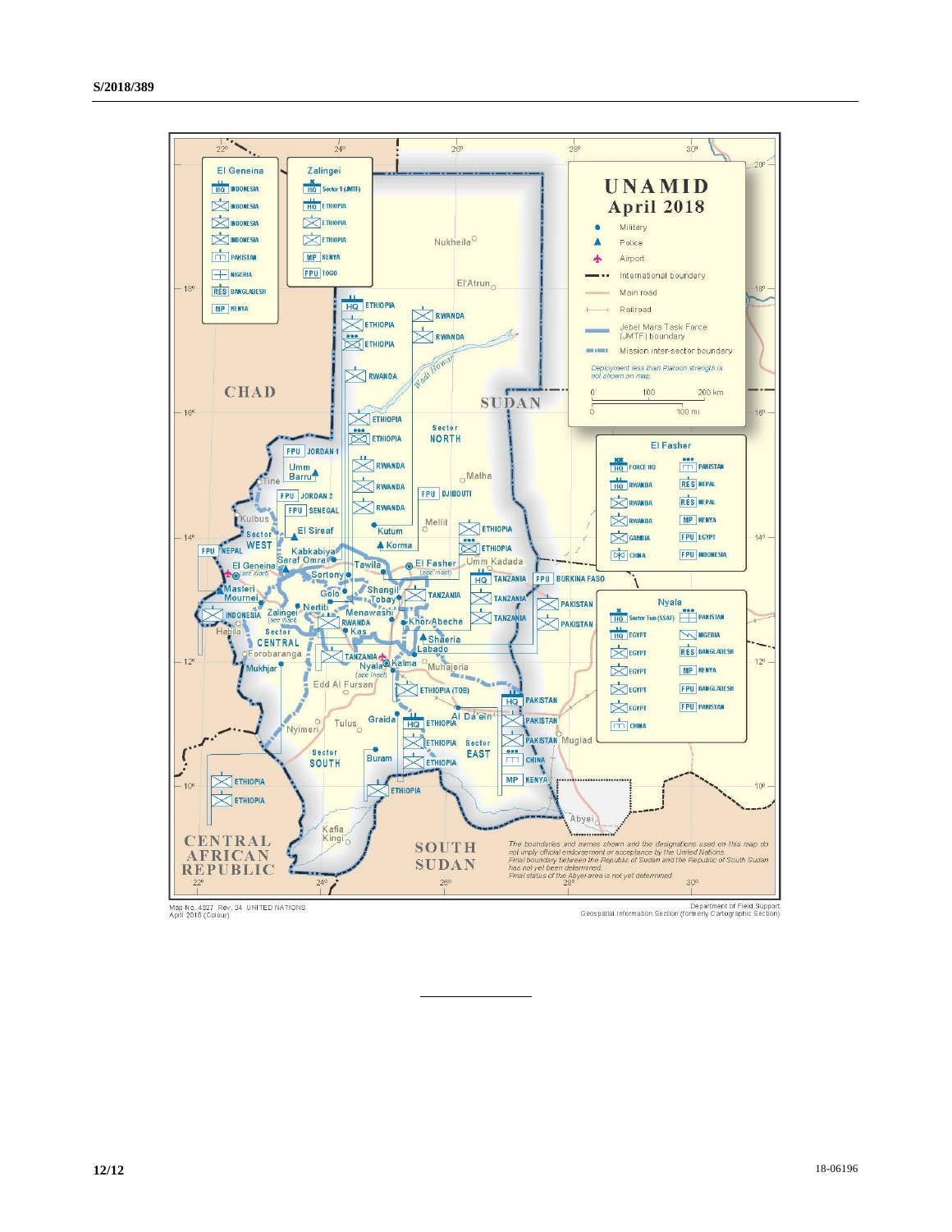UNAMID
April 2018

Military
Police
Airport
International boundary
Main road
Railroad
Jebel Mara Task Force (JMTF) boundary
Mission inter-sector boundary

Deployment less than Platoon strength is not shown on map.

0 100 200 km
0 100 mi

El Geneina
HQ INDONESIA
INDONESIA
INDONESIA
INDONESIA
PAKISTAN
NIGERIA
RES BANGLADESH
MP KENYA

Zalingei
HQ Sector 1 (JMTF)
HQ ETHIOPIA
ETHIOPIA
ETHIOPIA
MP KENYA
FPU TOGO

El Fasher
HQ FORCE HQ
HQ RWANDA
RWANDA
RWANDA
GAMBIA
CHINA
PAKISTAN
RES NEPAL
RES NEPAL
MP KENYA
FPU EGYPT
FPU INDONESIA

Nyala
HQ Sector Two (SSAF)
HQ EGYPT
EGYPT
EGYPT
EGYPT
EGYPT
CHINA
PAKISTAN
NIGERIA
RES BANGLADESH
MP KENYA
FPU BANGLADESH
FPU PAKISTAN

CHAD
SUDAN
CENTRAL AFRICAN REPUBLIC
SOUTH SUDAN

Sector NORTH
Sector WEST
Sector CENTRAL
Sector SOUTH
Sector EAST

Nukheila
El'Atrun
Wadi Howar
Malha
Mellit
Umm Barru
Tine
Kulbus
El Sireaf
Kutum
Korna
Kabkabiya
Saraf Omra
Tawila
El Fasher
Umm Kadada
El Geneina
Sortony
Masteri
Mournei
Golo
Shangil Tobay
Nertiti
Zalingei
Menawashi
Khor Abeche
Habila
Kas
Shaeria
Labado
Forobaranga
Mukhjar
Nyala
Kalma
Muhajeria
Edd Al Fursan
Graida
Al Da'ein
Tulus
Nyimeri
Buram
Muglad
Abyei
Kafia Kingi

ETHIOPIA
RWANDA
TANZANIA
PAKISTAN
FPU JORDAN 1
FPU JORDAN 2
FPU SENEGAL
FPU DJIBOUTI
FPU NEPAL
FPU BURKINA FASO
ETHIOPIA (TOB)
CHINA
MP KENYA

The boundaries and names shown and the designations used on this map do not imply official endorsement or acceptance by the United Nations.
Final boundary between the Republic of Sudan and the Republic of South Sudan has not yet been determined.
Final status of the Abyei area is not yet determined.

Map No. 4327 Rev. 34 UNITED NATIONS
April 2018 (Colour)

Department of Field Support
Geospatial Information Section (formerly Cartographic Section)